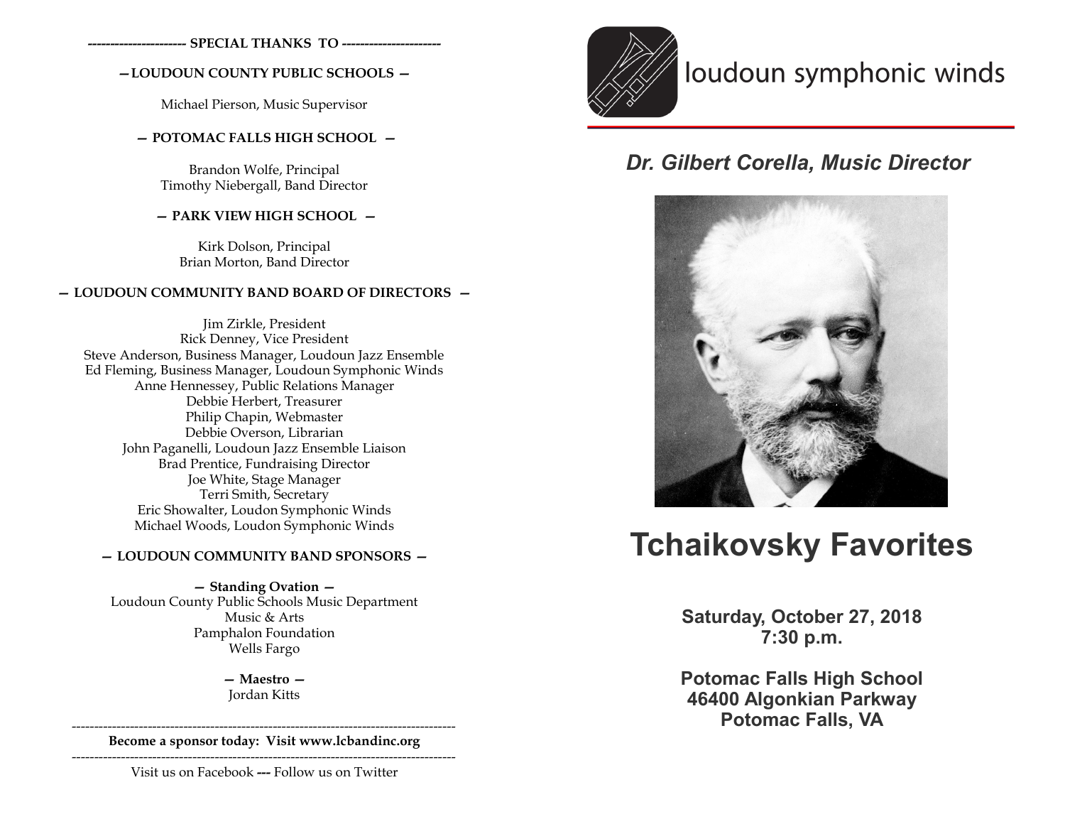---------------------- **SPECIAL THANKS TO** ----------------------

**— LOUDOUN COUNTY PUBLIC SCHOOLS —**

Michael Pierson, Music Supervisor

**— POTOMAC FALLS HIGH SCHOOL —**

Brandon Wolfe, Principal
Timothy Niebergall, Band Director

**— PARK VIEW HIGH SCHOOL —**

Kirk Dolson, Principal
Brian Morton, Band Director

**— LOUDOUN COMMUNITY BAND BOARD OF DIRECTORS —**

Jim Zirkle, President
Rick Denney, Vice President
Steve Anderson, Business Manager, Loudoun Jazz Ensemble
Ed Fleming, Business Manager, Loudoun Symphonic Winds
Anne Hennessey, Public Relations Manager
Debbie Herbert, Treasurer
Philip Chapin, Webmaster
Debbie Overson, Librarian
John Paganelli, Loudoun Jazz Ensemble Liaison
Brad Prentice, Fundraising Director
Joe White, Stage Manager
Terri Smith, Secretary
Eric Showalter, Loudon Symphonic Winds
Michael Woods, Loudon Symphonic Winds

**— LOUDOUN COMMUNITY BAND SPONSORS —**

**— Standing Ovation —**
Loudoun County Public Schools Music Department
Music & Arts
Pamphalon Foundation
Wells Fargo

**— Maestro —**
Jordan Kitts

---

**Become a sponsor today: Visit www.lcbandinc.org**

---

Visit us on Facebook --- Follow us on Twitter

loudoun symphonic winds

***Dr. Gilbert Corella, Music Director***

# Tchaikovsky Favorites

**Saturday, October 27, 2018**
**7:30 p.m.**

**Potomac Falls High School**
**46400 Algonkian Parkway**
**Potomac Falls, VA**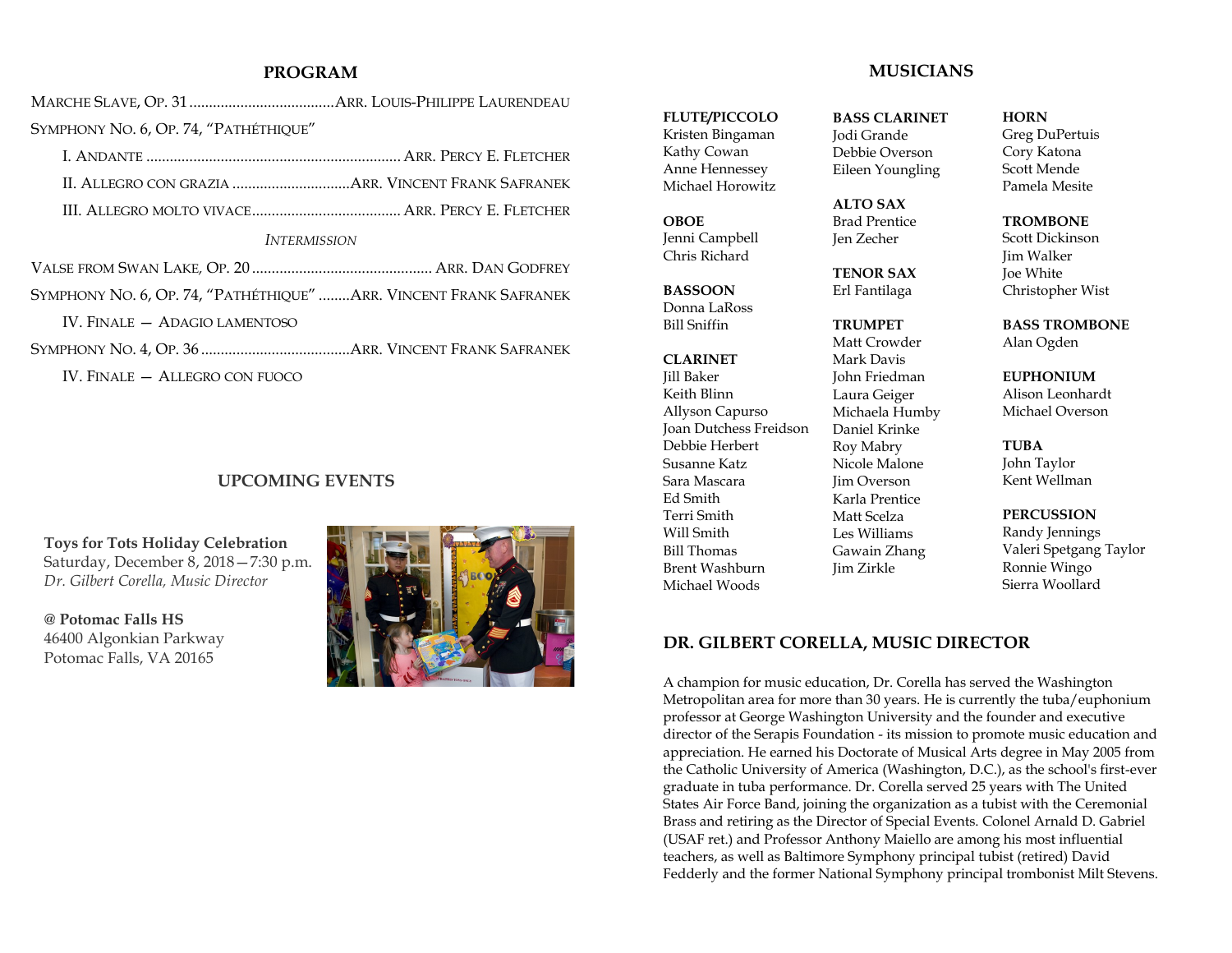## PROGRAM

MARCHE SLAVE, OP. 31 ..................................... ARR. LOUIS-PHILIPPE LAURENDEAU

SYMPHONY NO. 6, OP. 74, "PATHÉTHIQUE"

- I. ANDANTE ................................................................. ARR. PERCY E. FLETCHER
- II. ALLEGRO CON GRAZIA .............................. ARR. VINCENT FRANK SAFRANEK
- III. ALLEGRO MOLTO VIVACE ...................................... ARR. PERCY E. FLETCHER

*INTERMISSION*

VALSE FROM SWAN LAKE, OP. 20 .............................................. ARR. DAN GODFREY

SYMPHONY NO. 6, OP. 74, "PATHÉTHIQUE" ........ ARR. VINCENT FRANK SAFRANEK

- IV. FINALE — ADAGIO LAMENTOSO

SYMPHONY NO. 4, OP. 36 ...................................... ARR. VINCENT FRANK SAFRANEK

- IV. FINALE — ALLEGRO CON FUOCO

## UPCOMING EVENTS

**Toys for Tots Holiday Celebration**
Saturday, December 8, 2018—7:30 p.m.
*Dr. Gilbert Corella, Music Director*

**@ Potomac Falls HS**
46400 Algonkian Parkway
Potomac Falls, VA 20165

## MUSICIANS

**FLUTE/PICCOLO**
Kristen Bingaman
Kathy Cowan
Anne Hennessey
Michael Horowitz

**OBOE**
Jenni Campbell
Chris Richard

**BASSOON**
Donna LaRoss
Bill Sniffin

**CLARINET**
Jill Baker
Keith Blinn
Allyson Capurso
Joan Dutchess Freidson
Debbie Herbert
Susanne Katz
Sara Mascara
Ed Smith
Terri Smith
Will Smith
Bill Thomas
Brent Washburn
Michael Woods

**BASS CLARINET**
Jodi Grande
Debbie Overson
Eileen Youngling

**ALTO SAX**
Brad Prentice
Jen Zecher

**TENOR SAX**
Erl Fantilaga

**TRUMPET**
Matt Crowder
Mark Davis
John Friedman
Laura Geiger
Michaela Humby
Daniel Krinke
Roy Mabry
Nicole Malone
Jim Overson
Karla Prentice
Matt Scelza
Les Williams
Gawain Zhang
Jim Zirkle

**HORN**
Greg DuPertuis
Cory Katona
Scott Mende
Pamela Mesite

**TROMBONE**
Scott Dickinson
Jim Walker
Joe White
Christopher Wist

**BASS TROMBONE**
Alan Ogden

**EUPHONIUM**
Alison Leonhardt
Michael Overson

**TUBA**
John Taylor
Kent Wellman

**PERCUSSION**
Randy Jennings
Valeri Spetgang Taylor
Ronnie Wingo
Sierra Woollard

## DR. GILBERT CORELLA, MUSIC DIRECTOR

A champion for music education, Dr. Corella has served the Washington Metropolitan area for more than 30 years. He is currently the tuba/euphonium professor at George Washington University and the founder and executive director of the Serapis Foundation - its mission to promote music education and appreciation. He earned his Doctorate of Musical Arts degree in May 2005 from the Catholic University of America (Washington, D.C.), as the school's first-ever graduate in tuba performance. Dr. Corella served 25 years with The United States Air Force Band, joining the organization as a tubist with the Ceremonial Brass and retiring as the Director of Special Events. Colonel Arnald D. Gabriel (USAF ret.) and Professor Anthony Maiello are among his most influential teachers, as well as Baltimore Symphony principal tubist (retired) David Fedderly and the former National Symphony principal trombonist Milt Stevens.